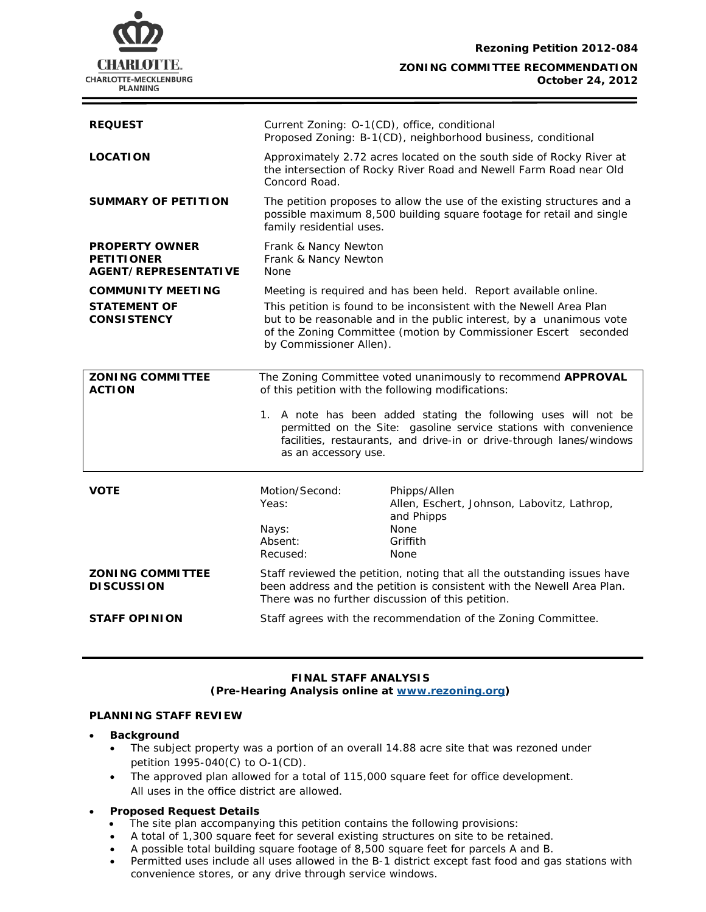**Rezoning Petition 2012-084**

**ZONING COMMITTEE RECOMMENDATION**
**October 24, 2012**

| | |
|---|---|
| **REQUEST** | Current Zoning: O-1(CD), office, conditional<br>Proposed Zoning: B-1(CD), neighborhood business, conditional |
| **LOCATION** | Approximately 2.72 acres located on the south side of Rocky River at the intersection of Rocky River Road and Newell Farm Road near Old Concord Road. |
| **SUMMARY OF PETITION** | The petition proposes to allow the use of the existing structures and a possible maximum 8,500 building square footage for retail and single family residential uses. |
| **PROPERTY OWNER**<br>**PETITIONER**<br>**AGENT/REPRESENTATIVE** | Frank & Nancy Newton<br>Frank & Nancy Newton<br>None |
| **COMMUNITY MEETING** | Meeting is required and has been held. Report available online. |
| **STATEMENT OF CONSISTENCY** | This petition is found to be inconsistent with the Newell Area Plan but to be reasonable and in the public interest, by a unanimous vote of the Zoning Committee (motion by Commissioner Escert seconded by Commissioner Allen). |

| | |
|---|---|
| **ZONING COMMITTEE ACTION** | The Zoning Committee voted unanimously to recommend **APPROVAL** of this petition with the following modifications:<br><br>1. A note has been added stating the following uses will not be permitted on the Site: gasoline service stations with convenience facilities, restaurants, and drive-in or drive-through lanes/windows as an accessory use. |

| | | |
|---|---|---|
| **VOTE** | Motion/Second: | Phipps/Allen |
| | Yeas: | Allen, Eschert, Johnson, Labovitz, Lathrop, and Phipps |
| | Nays: | None |
| | Absent: | Griffith |
| | Recused: | None |

| | |
|---|---|
| **ZONING COMMITTEE DISCUSSION** | Staff reviewed the petition, noting that all the outstanding issues have been address and the petition is consistent with the Newell Area Plan. There was no further discussion of this petition. |
| **STAFF OPINION** | Staff agrees with the recommendation of the Zoning Committee. |

**FINAL STAFF ANALYSIS**
**(Pre-Hearing Analysis online at www.rezoning.org)**

**PLANNING STAFF REVIEW**

- **Background**
  - The subject property was a portion of an overall 14.88 acre site that was rezoned under petition 1995-040(C) to O-1(CD).
  - The approved plan allowed for a total of 115,000 square feet for office development. All uses in the office district are allowed.
- **Proposed Request Details**
  - The site plan accompanying this petition contains the following provisions:
  - A total of 1,300 square feet for several existing structures on site to be retained.
  - A possible total building square footage of 8,500 square feet for parcels A and B.
  - Permitted uses include all uses allowed in the B-1 district except fast food and gas stations with convenience stores, or any drive through service windows.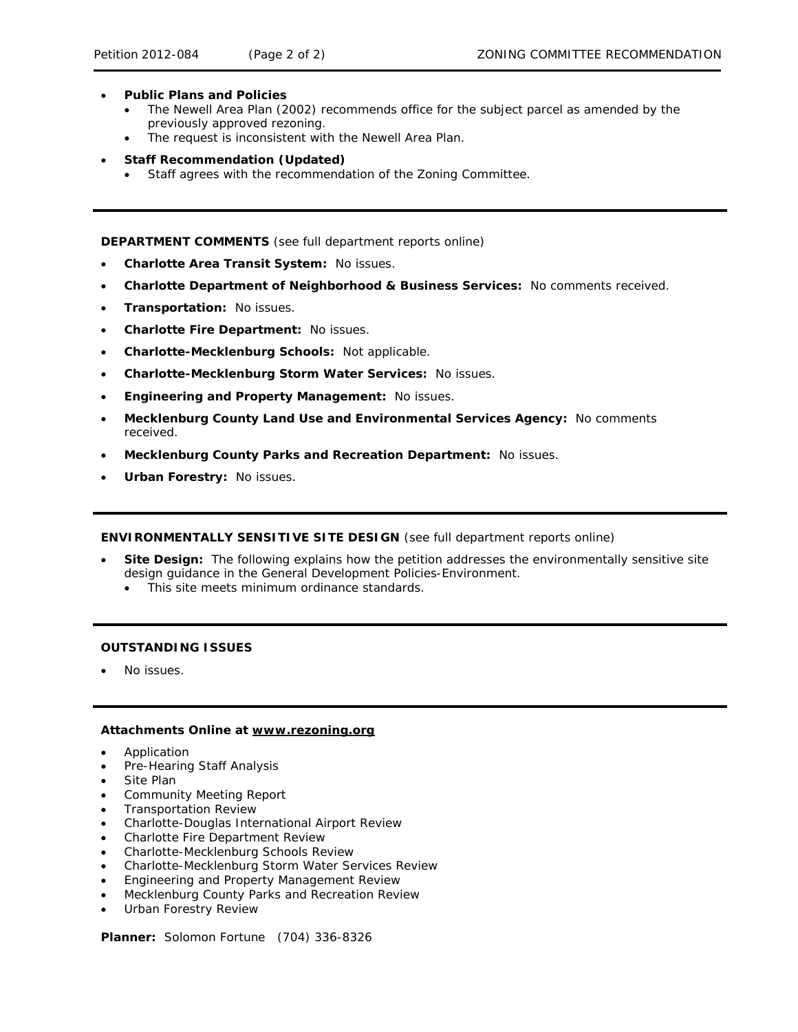- **Public Plans and Policies**
  - The Newell Area Plan (2002) recommends office for the subject parcel as amended by the previously approved rezoning.
  - The request is inconsistent with the Newell Area Plan.
- **Staff Recommendation (Updated)**
  - Staff agrees with the recommendation of the Zoning Committee.

**DEPARTMENT COMMENTS** (see full department reports online)

- **Charlotte Area Transit System:** No issues.
- **Charlotte Department of Neighborhood & Business Services:** No comments received.
- **Transportation:** No issues.
- **Charlotte Fire Department:** No issues.
- **Charlotte-Mecklenburg Schools:** Not applicable.
- **Charlotte-Mecklenburg Storm Water Services:** No issues.
- **Engineering and Property Management:** No issues.
- **Mecklenburg County Land Use and Environmental Services Agency:** No comments received.
- **Mecklenburg County Parks and Recreation Department:** No issues.
- **Urban Forestry:** No issues.

**ENVIRONMENTALLY SENSITIVE SITE DESIGN** (see full department reports online)

- **Site Design:** The following explains how the petition addresses the environmentally sensitive site design guidance in the General Development Policies-Environment.
  - This site meets minimum ordinance standards.

**OUTSTANDING ISSUES**

- No issues.

**Attachments Online at www.rezoning.org**

- Application
- Pre-Hearing Staff Analysis
- Site Plan
- Community Meeting Report
- Transportation Review
- Charlotte-Douglas International Airport Review
- Charlotte Fire Department Review
- Charlotte-Mecklenburg Schools Review
- Charlotte-Mecklenburg Storm Water Services Review
- Engineering and Property Management Review
- Mecklenburg County Parks and Recreation Review
- Urban Forestry Review

**Planner:** Solomon Fortune (704) 336-8326